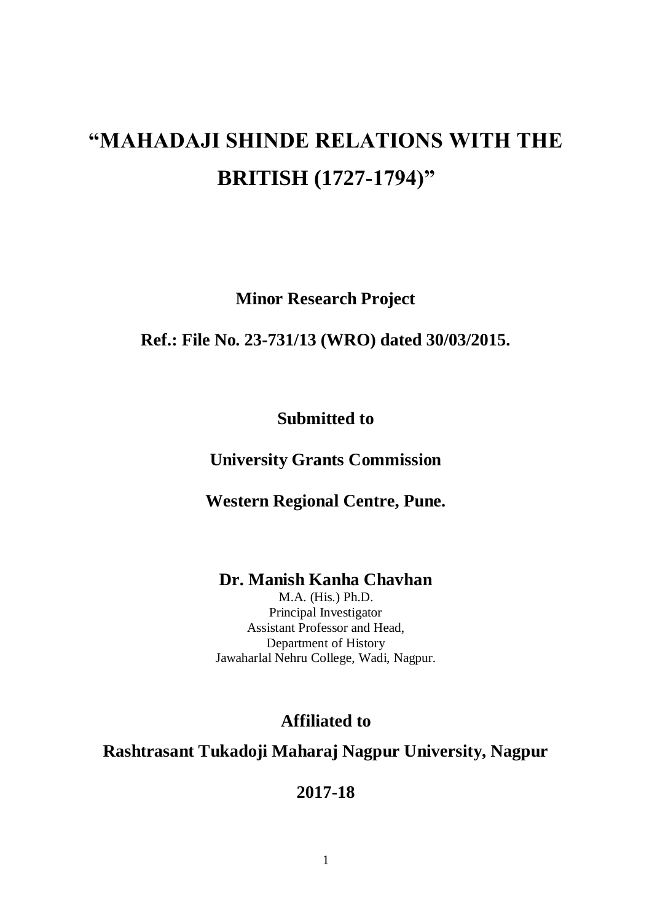# "MAHADAJI SHINDE RELATIONS WITH THE BRITISH (1727-1794)"

**Minor Research Project**

**Ref.: File No. 23-731/13 (WRO) dated 30/03/2015.**

**Submitted to**

**University Grants Commission**

**Western Regional Centre, Pune.**

**Dr. Manish Kanha Chavhan**

M.A. (His.) Ph.D.
Principal Investigator
Assistant Professor and Head,
Department of History
Jawaharlal Nehru College, Wadi, Nagpur.

**Affiliated to**

**Rashtrasant Tukadoji Maharaj Nagpur University, Nagpur**

**2017-18**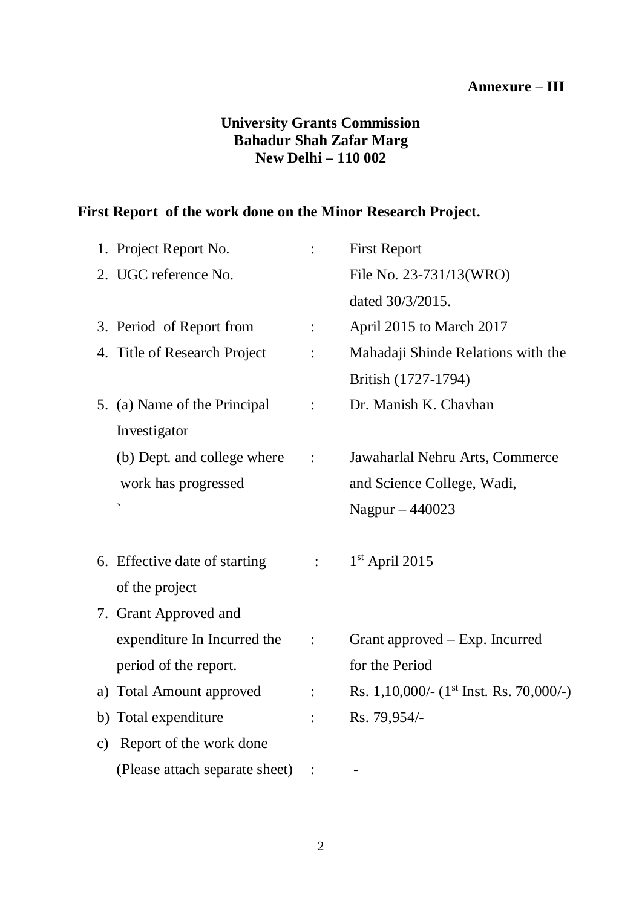**Annexure – III**

**University Grants Commission**
**Bahadur Shah Zafar Marg**
**New Delhi – 110 002**

## First Report of the work done on the Minor Research Project.

1. Project Report No. : First Report
2. UGC reference No. File No. 23-731/13(WRO) dated 30/3/2015.
3. Period of Report from : April 2015 to March 2017
4. Title of Research Project : Mahadaji Shinde Relations with the British (1727-1794)
5. (a) Name of the Principal Investigator : Dr. Manish K. Chavhan

   (b) Dept. and college where work has progressed : Jawaharlal Nehru Arts, Commerce and Science College, Wadi, Nagpur – 440023
6. Effective date of starting of the project : 1st April 2015
7. Grant Approved and expenditure In Incurred the period of the report. : Grant approved – Exp. Incurred for the Period

a) Total Amount approved : Rs. 1,10,000/- (1st Inst. Rs. 70,000/-)

b) Total expenditure : Rs. 79,954/-

c) Report of the work done (Please attach separate sheet) : -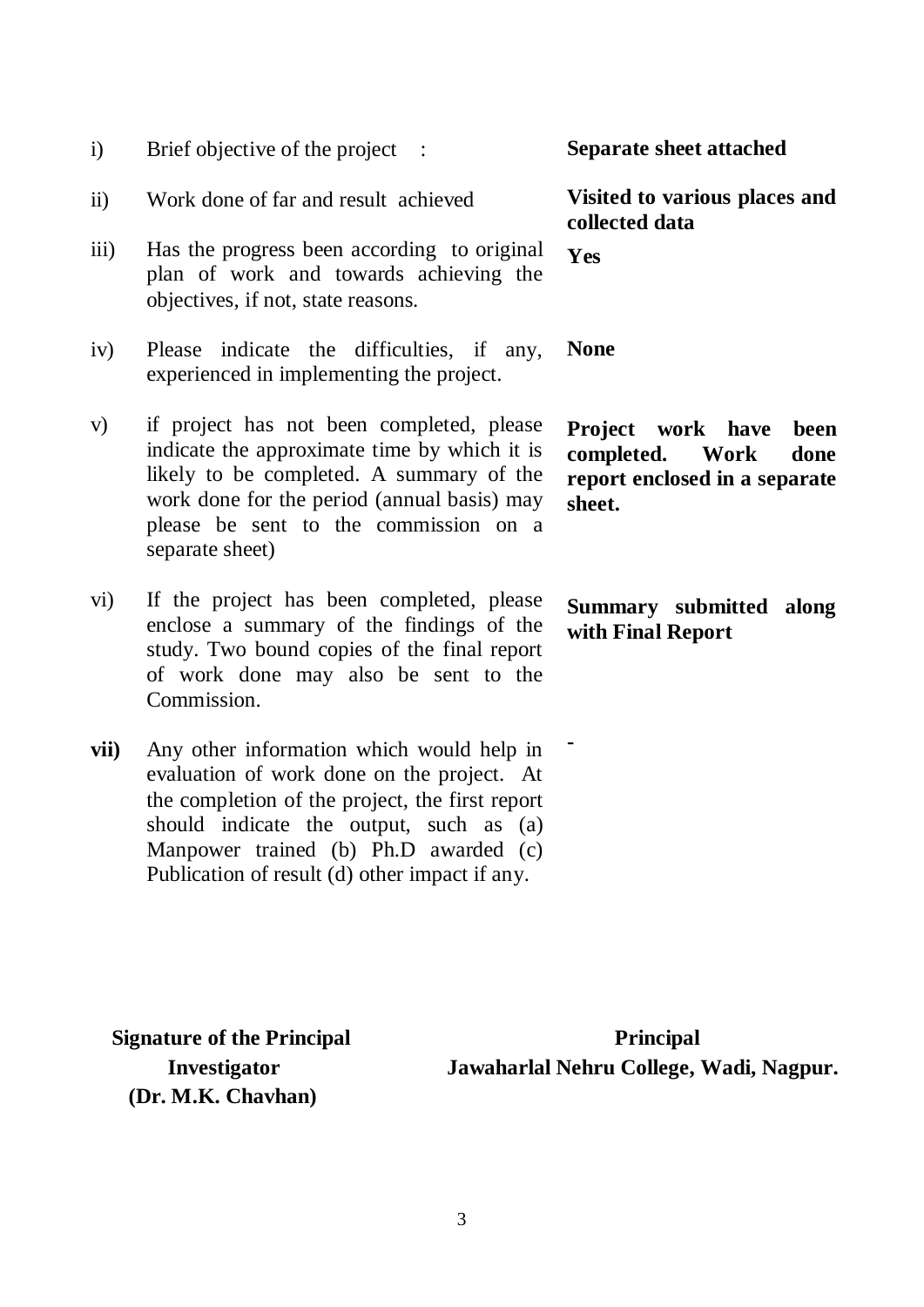| | | |
|---|---|---|
| i) | Brief objective of the project : | **Separate sheet attached** |
| ii) | Work done of far and result achieved | **Visited to various places and collected data** |
| iii) | Has the progress been according to original plan of work and towards achieving the objectives, if not, state reasons. | **Yes** |
| iv) | Please indicate the difficulties, if any, experienced in implementing the project. | **None** |
| v) | if project has not been completed, please indicate the approximate time by which it is likely to be completed. A summary of the work done for the period (annual basis) may please be sent to the commission on a separate sheet) | **Project work have been completed. Work done report enclosed in a separate sheet.** |
| vi) | If the project has been completed, please enclose a summary of the findings of the study. Two bound copies of the final report of work done may also be sent to the Commission. | **Summary submitted along with Final Report** |
| **vii)** | Any other information which would help in evaluation of work done on the project. At the completion of the project, the first report should indicate the output, such as (a) Manpower trained (b) Ph.D awarded (c) Publication of result (d) other impact if any. | - |

**Signature of the Principal Investigator**
**(Dr. M.K. Chavhan)**

**Principal**
**Jawaharlal Nehru College, Wadi, Nagpur.**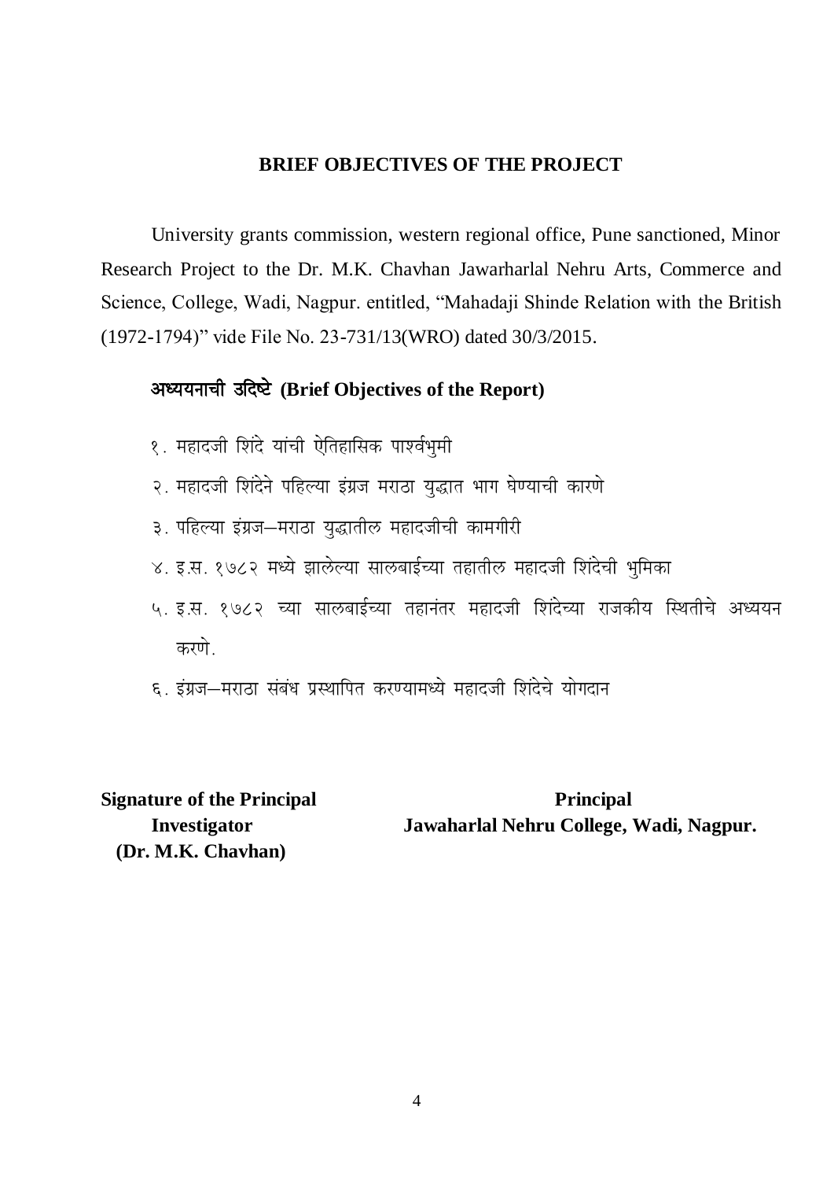## BRIEF OBJECTIVES OF THE PROJECT

University grants commission, western regional office, Pune sanctioned, Minor Research Project to the Dr. M.K. Chavhan Jawarharlal Nehru Arts, Commerce and Science, College, Wadi, Nagpur. entitled, "Mahadaji Shinde Relation with the British (1972-1794)" vide File No. 23-731/13(WRO) dated 30/3/2015.

### अध्ययनाची उदिष्टे (Brief Objectives of the Report)

१. महादजी शिंदे यांची ऐतिहासिक पार्श्वभुमी

२. महादजी शिंदेने पहिल्या इंग्रज मराठा युद्धात भाग घेण्याची कारणे

३. पहिल्या इंग्रज–मराठा युद्धातील महादजीची कामगीरी

४. इ.स. १७८२ मध्ये झालेल्या सालबाईच्या तहातील महादजी शिंदेची भुमिका

५. इ.स. १७८२ च्या सालबाईच्या तहानंतर महादजी शिंदेच्या राजकीय स्थितीचे अध्ययन करणे.

६. इंग्रज–मराठा संबंध प्रस्थापित करण्यामध्ये महादजी शिंदेचे योगदान

**Signature of the Principal Investigator**
**(Dr. M.K. Chavhan)**

**Principal**
**Jawaharlal Nehru College, Wadi, Nagpur.**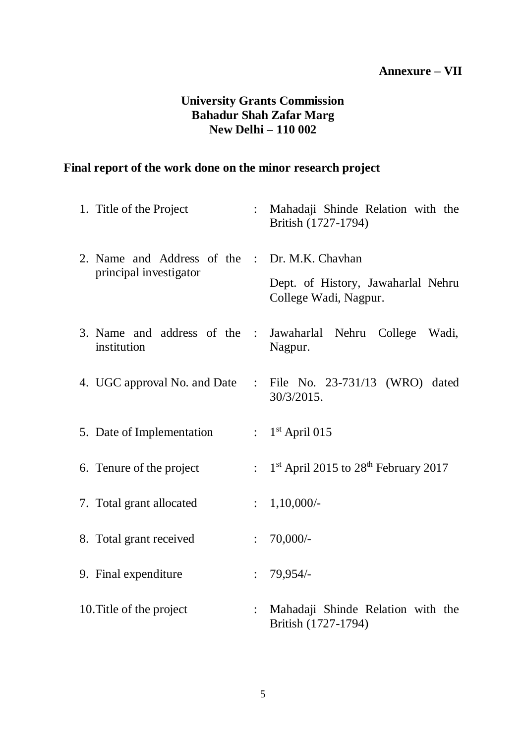**Annexure – VII**

**University Grants Commission**
**Bahadur Shah Zafar Marg**
**New Delhi – 110 002**

## Final report of the work done on the minor research project

1. Title of the Project : Mahadaji Shinde Relation with the British (1727-1794)

2. Name and Address of the principal investigator : Dr. M.K. Chavhan

   Dept. of History, Jawaharlal Nehru College Wadi, Nagpur.

3. Name and address of the institution : Jawaharlal Nehru College Wadi, Nagpur.

4. UGC approval No. and Date : File No. 23-731/13 (WRO) dated 30/3/2015.

5. Date of Implementation : 1st April 015

6. Tenure of the project : 1st April 2015 to 28th February 2017

7. Total grant allocated : 1,10,000/-

8. Total grant received : 70,000/-

9. Final expenditure : 79,954/-

10. Title of the project : Mahadaji Shinde Relation with the British (1727-1794)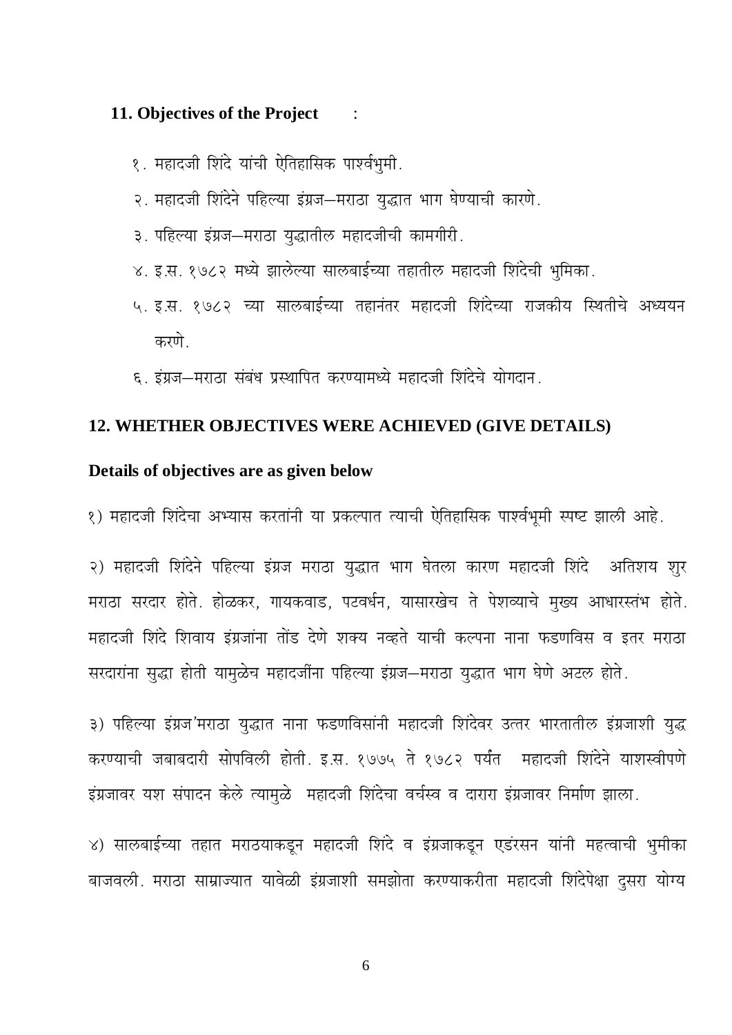**11. Objectives of the Project :**

१. महादजी शिंदे यांची ऐतिहासिक पार्श्वभुमी.

२. महादजी शिंदेने पहिल्या इंग्रज–मराठा युद्धात भाग घेण्याची कारणे.

३. पहिल्या इंग्रज–मराठा युद्धातील महादजीची कामगीरी.

४. इ.स. १७८२ मध्ये झालेल्या सालबाईच्या तहातील महादजी शिंदेची भुमिका.

५. इ.स. १७८२ च्या सालबाईच्या तहानंतर महादजी शिंदेच्या राजकीय स्थितीचे अध्ययन करणे.

६. इंग्रज–मराठा संबंध प्रस्थापित करण्यामध्ये महादजी शिंदेचे योगदान.

**12. WHETHER OBJECTIVES WERE ACHIEVED (GIVE DETAILS)**

**Details of objectives are as given below**

१) महादजी शिंदेचा अभ्यास करतांनी या प्रकल्पात त्याची ऐतिहासिक पार्श्वभूमी स्पष्ट झाली आहे.

२) महादजी शिंदेने पहिल्या इंग्रज मराठा युद्धात भाग घेतला कारण महादजी शिंदे अतिशय शुर मराठा सरदार होते. होळकर, गायकवाड, पटवर्धन, यासारखेच ते पेशव्याचे मुख्य आधारस्तंभ होते. महादजी शिंदे शिवाय इंग्रजांना तोंड देणे शक्य नव्हते याची कल्पना नाना फडणविस व इतर मराठा सरदारांना सुद्धा होती यामुळेच महादजींना पहिल्या इंग्रज–मराठा युद्धात भाग घेणे अटल होते.

३) पहिल्या इंग्रज'मराठा युद्धात नाना फडणविसांनी महादजी शिंदेवर उत्तर भारतातील इंग्रजाशी युद्ध करण्याची जबाबदारी सोपविली होती. इ.स. १७७५ ते १७८२ पर्यंत महादजी शिंदेने याशस्वीपणे इंग्रजावर यश संपादन केले त्यामुळे महादजी शिंदेचा वर्चस्व व दारारा इंग्रजावर निर्माण झाला.

४) सालबाईच्या तहात मराठयाकडून महादजी शिंदे व इंग्रजाकडून एडंरसन यांनी महत्वाची भुमीका बाजवली. मराठा साम्राज्यात यावेळी इंग्रजाशी समझोता करण्याकरीता महादजी शिंदेपेक्षा दुसरा योग्य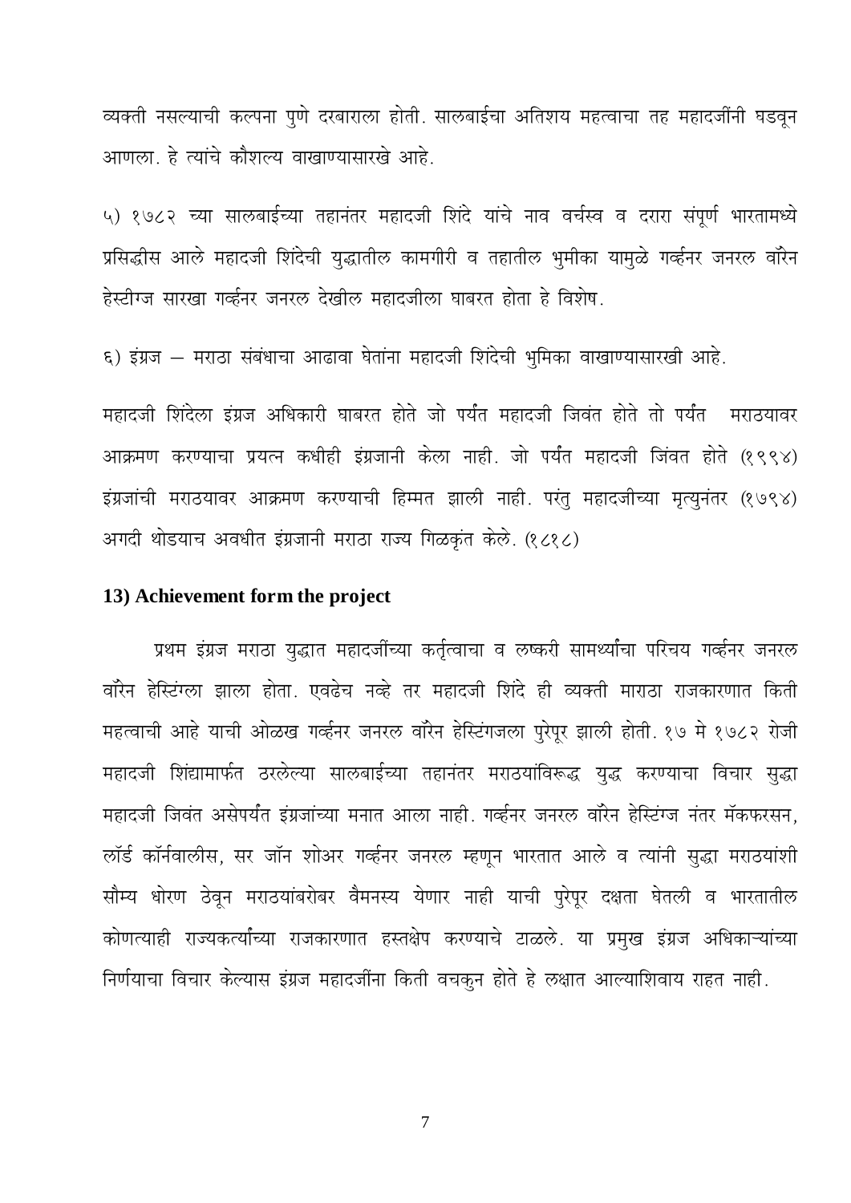व्यक्ती नसल्याची कल्पना पुणे दरबाराला होती. सालबाईचा अतिशय महत्वाचा तह महादजींनी घडवून आणला. हे त्यांचे कौशल्य वाखाण्यासारखे आहे.

५) १७८२ च्या सालबाईच्या तहानंतर महादजी शिंदे यांचे नाव वर्चस्व व दरारा संपूर्ण भारतामध्ये प्रसिद्धीस आले महादजी शिंदेची युद्धातील कामगीरी व तहातील भुमीका यामुळे गर्व्हनर जनरल वॉरेन हेस्टीग्ज सारखा गर्व्हनर जनरल देखील महादजीला घाबरत होता हे विशेष.

६) इंग्रज – मराठा संबंधाचा आढावा घेतांना महादजी शिंदेची भुमिका वाखाण्यासारखी आहे.

महादजी शिंदेला इंग्रज अधिकारी घाबरत होते जो पर्यंत महादजी जिवंत होते तो पर्यंत मराठयावर आक्रमण करण्याचा प्रयत्न कधीही इंग्रजानी केला नाही. जो पर्यंत महादजी जिंवत होते (१९९४) इंग्रजांची मराठयावर आक्रमण करण्याची हिम्मत झाली नाही. परंतु महादजीच्या मृत्युनंतर (१७९४) अगदी थोडयाच अवधीत इंग्रजानी मराठा राज्य गिळकृंत केले. (१८१८)

## 13) Achievement form the project

प्रथम इंग्रज मराठा युद्धात महादजींच्या कर्तृत्वाचा व लष्करी सामर्थ्याचा परिचय गर्व्हनर जनरल वॉरेन हेस्टिंग्ला झाला होता. एवढेच नव्हे तर महादजी शिंदे ही व्यक्ती माराठा राजकारणात किती महत्वाची आहे याची ओळख गर्व्हनर जनरल वॉरेन हेस्टिंगजला पुरेपूर झाली होती. १७ मे १७८२ रोजी महादजी शिंद्यामार्फत ठरलेल्या सालबाईच्या तहानंतर मराठयांविरूद्ध युद्ध करण्याचा विचार सुद्धा महादजी जिवंत असेपर्यंत इंग्रजांच्या मनात आला नाही. गर्व्हनर जनरल वॉरेन हेस्टिंग्ज नंतर मॅकफरसन, लॉर्ड कॉर्नवालीस, सर जॉन शोअर गर्व्हनर जनरल म्हणून भारतात आले व त्यांनी सुद्धा मराठयांशी सौम्य धोरण ठेवून मराठयांबरोबर वैमनस्य येणार नाही याची पुरेपूर दक्षता घेतली व भारतातील कोणत्याही राज्यकर्त्यांच्या राजकारणात हस्तक्षेप करण्याचे टाळले. या प्रमुख इंग्रज अधिकाऱ्यांच्या निर्णयाचा विचार केल्यास इंग्रज महादजींना किती वचकुन होते हे लक्षात आल्याशिवाय राहत नाही.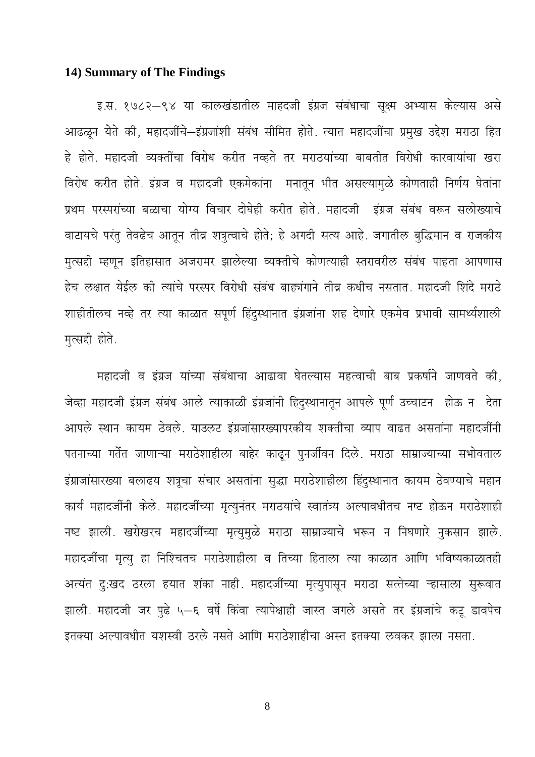### 14) Summary of The Findings

इ.स. १७८२–९४ या कालखंडातील माहदजी इंग्रज संबंधाचा सूक्ष्म अभ्यास केल्यास असे आढळून येते की, महादजींचे–इंग्रजांशी संबंध सीमित होते. त्यात महादजींचा प्रमुख उद्देश मराठा हित हे होते. महादजी व्यक्तींचा विरोध करीत नव्हते तर मराठयांच्या बाबतीत विरोधी कारवायांचा खरा विरोध करीत होते. इंग्रज व महादजी एकमेकांना मनातून भीत असल्यामुळे कोणताही निर्णय घेतांना प्रथम परस्परांच्या बळाचा योग्य विचार दोघेही करीत होते. महादजी इंग्रज संबंध वरून सलोख्याचे वाटायचे परंतु तेवढेच आतून तीव्र शत्रुत्वाचे होते; हे अगदी सत्य आहे. जगातील बुद्धिमान व राजकीय मुत्सद्दी म्हणून इतिहासात अजरामर झालेल्या व्यक्तीचे कोणत्याही स्तरावरील संबंध पाहता आपणास हेच लक्षात येईल की त्यांचे परस्पर विरोधी संबंध बाह्यंगाने तीव्र कधीच नसतात. महादजी शिंदे मराठे शाहीतीलच नव्हे तर त्या काळात सपूर्ण हिंदुस्थानात इंग्रजांना शह देणारे एकमेव प्रभावी सामर्थ्यशाली मुत्सद्दी होते.

महादजी व इंग्रज यांच्या संबंधाचा आढावा घेतल्यास महत्वाची बाब प्रकर्षाने जाणवते की, जेव्हा महादजी इंग्रज संबंध आले त्याकाळी इंग्रजांनी हिदुस्थानातून आपले पूर्ण उच्चाटन होऊ न देता आपले स्थान कायम ठेवले. याउलट इंग्रजांसारख्यापरकीय शक्तीचा व्याप वाढत असतांना महादजींनी पतनाच्या गर्तेत जाणाऱ्या मराठेशाहीला बाहेर काढून पुनर्जीवन दिले. मराठा साम्राज्याच्या सभोवताल इंग्राजांसारख्या बलाढय शत्रूचा संचार असतांना सुद्धा मराठेशाहीला हिंदुस्थानात कायम ठेवण्याचे महान कार्य महादजींनी केले. महादजींच्या मृत्युनंतर मराठयांचे स्वातंत्र्य अल्पावधीतच नष्ट होऊन मराठेशाही नष्ट झाली. खरोखरच महादजींच्या मृत्युमुळे मराठा साम्राज्याचे भरून न निघणारे नुकसान झाले. महादजींचा मृत्यु हा निश्चितच मराठेशाहीला व तिच्या हिताला त्या काळात आणि भविष्यकाळातही अत्यंत दु:खद ठरला हयात शंका नाही. महादजींच्या मृत्युपासून मराठा सत्तेच्या ऱ्हासाला सुरूवात झाली. महादजी जर पुढे ५–६ वर्षे किंवा त्यापेक्षाही जास्त जगले असते तर इंग्रजांचे कटू डावपेच इतक्या अल्पावधीत यशस्वी ठरले नसते आणि मराठेशाहीचा अस्त इतक्या लवकर झाला नसता.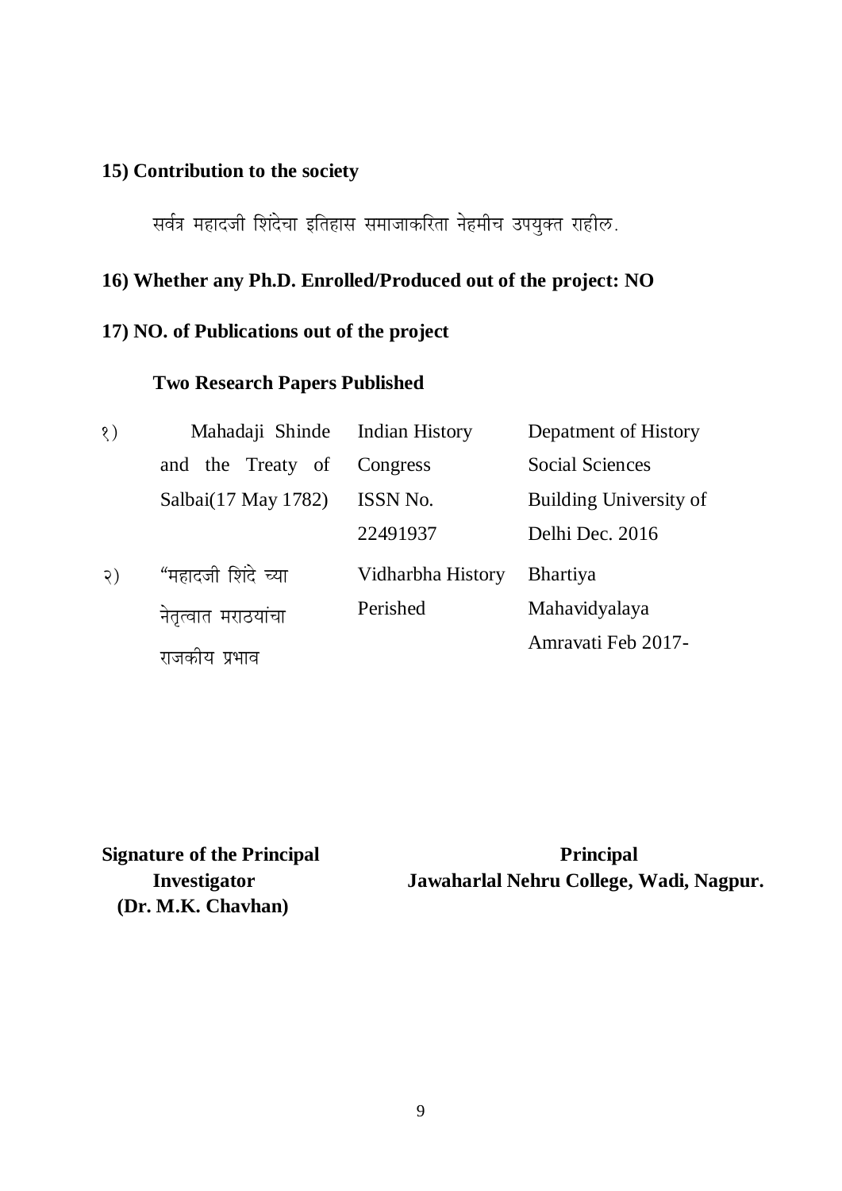**15) Contribution to the society**

सर्वत्र महादजी शिंदेचा इतिहास समाजाकरिता नेहमीच उपयुक्त राहील.

**16) Whether any Ph.D. Enrolled/Produced out of the project: NO**

**17) NO. of Publications out of the project**

**Two Research Papers Published**

| | | | |
|---|---|---|---|
| १) | Mahadaji Shinde and the Treaty of Salbai(17 May 1782) | Indian History Congress ISSN No. 22491937 | Depatment of History Social Sciences Building University of Delhi Dec. 2016 |
| २) | "महादजी शिंदे च्या नेतृत्वात मराठयांचा राजकीय प्रभाव | Vidharbha History Perished | Bhartiya Mahavidyalaya Amravati Feb 2017- |

**Signature of the Principal Investigator**
**(Dr. M.K. Chavhan)**

**Principal**
**Jawaharlal Nehru College, Wadi, Nagpur.**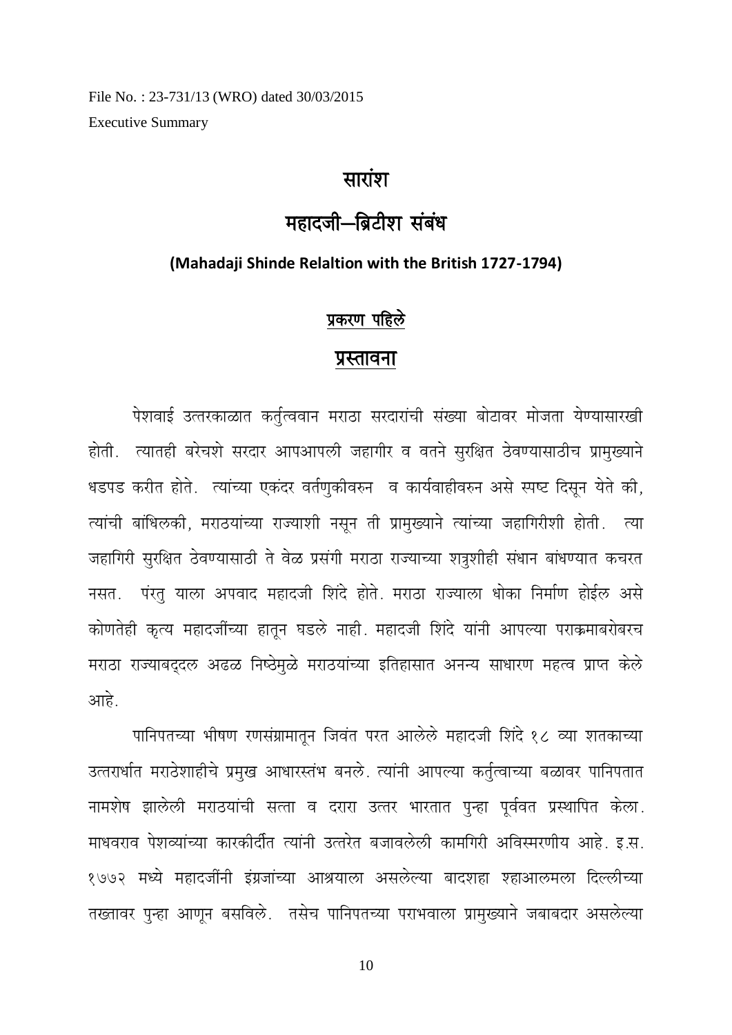File No. : 23-731/13 (WRO) dated 30/03/2015

Executive Summary

# सारांश

# महादजी–ब्रिटीश संबंध

**(Mahadaji Shinde Relaltion with the British 1727-1794)**

## प्रकरण पहिले

## प्रस्तावना

पेशवाई उत्तरकाळात कर्तुत्ववान मराठा सरदारांची संख्या बोटावर मोजता येण्यासारखी होती. त्यातही बरेचशे सरदार आपआपली जहागीर व वतने सुरक्षित ठेवण्यासाठीच प्रामुख्याने धडपड करीत होते. त्यांच्या एकंदर वर्तणुकीवरुन व कार्यवाहीवरुन असे स्पष्ट दिसून येते की, त्यांची बांधिलकी, मराठयांच्या राज्याशी नसून ती प्रामुख्याने त्यांच्या जहागिरीशी होती. त्या जहागिरी सुरक्षित ठेवण्यासाठी ते वेळ प्रसंगी मराठा राज्याच्या शत्रुशीही संधान बांधण्यात कचरत नसत. परंतु याला अपवाद महादजी शिंदे होते. मराठा राज्याला धोका निर्माण होईल असे कोणतेही कृत्य महादजींच्या हातून घडले नाही. महादजी शिंदे यांनी आपल्या पराक्रमाबरोबरच मराठा राज्याबद्दल अढळ निष्ठेमुळे मराठयांच्या इतिहासात अनन्य साधारण महत्व प्राप्त केले आहे.

पानिपतच्या भीषण रणसंग्रामातून जिवंत परत आलेले महादजी शिंदे १८ व्या शतकाच्या उत्तरार्धात मराठेशाहीचे प्रमुख आधारस्तंभ बनले. त्यांनी आपल्या कर्तुत्वाच्या बळावर पानिपतात नामशेष झालेली मराठयांची सत्ता व दरारा उत्तर भारतात पुन्हा पूर्ववत प्रस्थापित केला. माधवराव पेशव्यांच्या कारकीर्दीत त्यांनी उत्तरेत बजावलेली कामगिरी अविस्मरणीय आहे. इ.स. १७७२ मध्ये महादजींनी इंग्रजांच्या आश्रयाला असलेल्या बादशहा श्हाआलमला दिल्लीच्या तख्तावर पुन्हा आणून बसविले. तसेच पानिपतच्या पराभवाला प्रामुख्याने जबाबदार असलेल्या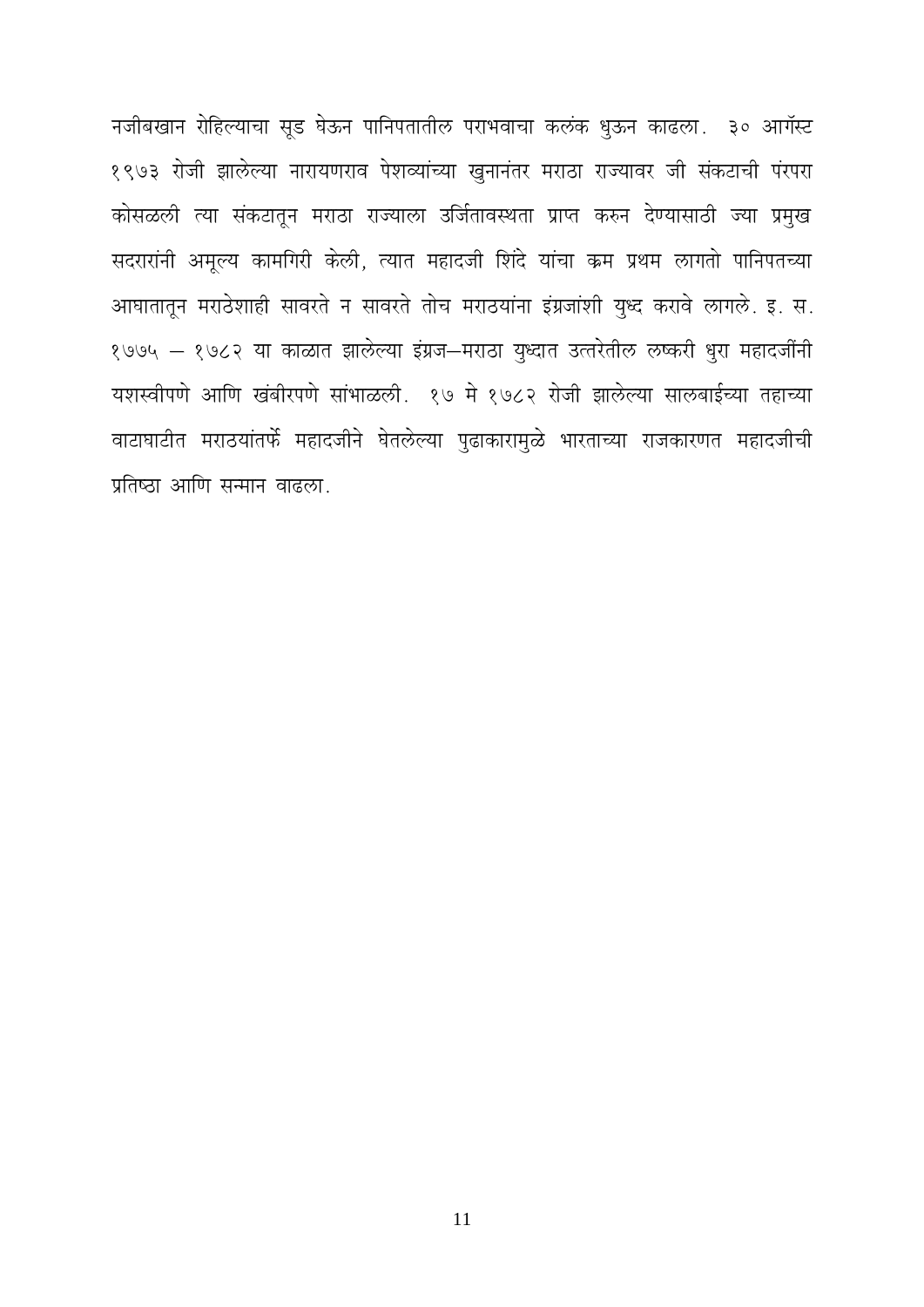नजीबखान रोहिल्याचा सूड घेऊन पानिपतातील पराभवाचा कलंक धुऊन काढला. ३० ऑगस्ट १९७३ रोजी झालेल्या नारायणराव पेशव्यांच्या खुनानंतर मराठा राज्यावर जी संकटाची परंपरा कोसळली त्या संकटातून मराठा राज्याला उर्जितावस्थता प्राप्त करुन देण्यासाठी ज्या प्रमुख सदरारांनी अमूल्य कामगिरी केली, त्यात महादजी शिंदे यांचा क्रम प्रथम लागतो पानिपतच्या आघातातून मराठेशाही सावरते न सावरते तोच मराठयांना इंग्रजांशी युध्द करावे लागले. इ. स. १७७५ – १७८२ या काळात झालेल्या इंग्रज–मराठा युध्दात उत्तरेतील लष्करी धुरा महादजींनी यशस्वीपणे आणि खंबीरपणे सांभाळली. १७ मे १७८२ रोजी झालेल्या सालबाईच्या तहाच्या वाटाघाटीत मराठयांतर्फे महादजीने घेतलेल्या पुढाकारामुळे भारताच्या राजकारणत महादजीची प्रतिष्ठा आणि सन्मान वाढला.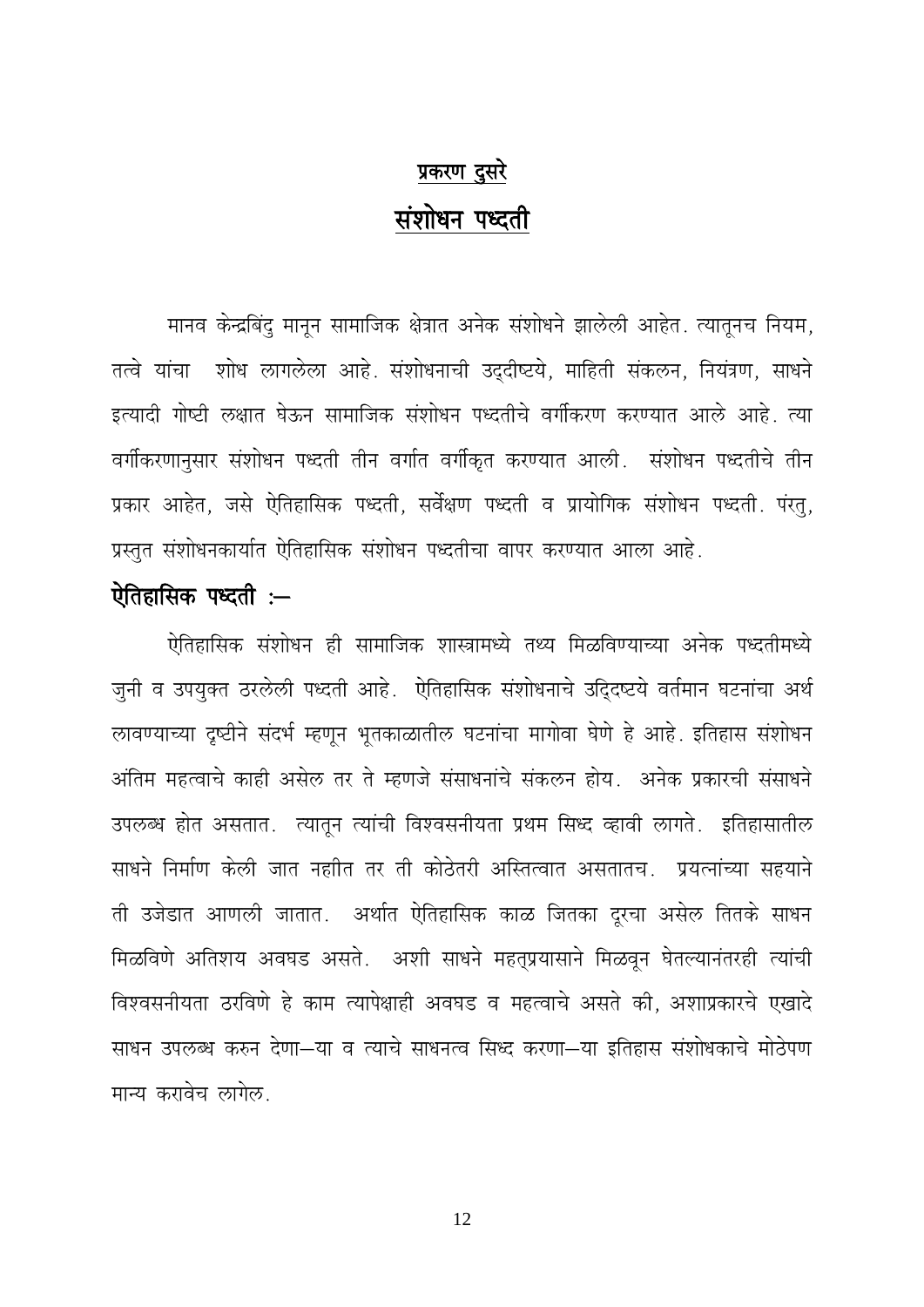# प्रकरण दुसरे

# संशोधन पध्दती

मानव केन्द्रबिंदु मानून सामाजिक क्षेत्रात अनेक संशोधने झालेली आहेत. त्यातूनच नियम, तत्वे यांचा शोध लागलेला आहे. संशोधनाची उद्दीष्टये, माहिती संकलन, नियंत्रण, साधने इत्यादी गोष्टी लक्षात घेऊन सामाजिक संशोधन पध्दतीचे वर्गीकरण करण्यात आले आहे. त्या वर्गीकरणानुसार संशोधन पध्दती तीन वर्गात वर्गीकृत करण्यात आली. संशोधन पध्दतीचे तीन प्रकार आहेत, जसे ऐतिहासिक पध्दती, सर्वेक्षण पध्दती व प्रायोगिक संशोधन पध्दती. परंतु, प्रस्तुत संशोधनकार्यात ऐतिहासिक संशोधन पध्दतीचा वापर करण्यात आला आहे.

## ऐतिहासिक पध्दती :–

ऐतिहासिक संशोधन ही सामाजिक शास्त्रामध्ये तथ्य मिळविण्याच्या अनेक पध्दतीमध्ये जुनी व उपयुक्त ठरलेली पध्दती आहे. ऐतिहासिक संशोधनाचे उद्दिष्टये वर्तमान घटनांचा अर्थ लावण्याच्या दृष्टीने संदर्भ म्हणून भूतकाळातील घटनांचा मागोवा घेणे हे आहे. इतिहास संशोधन अंतिम महत्वाचे काही असेल तर ते म्हणजे संसाधनांचे संकलन होय. अनेक प्रकारची संसाधने उपलब्ध होत असतात. त्यातून त्यांची विश्वसनीयता प्रथम सिध्द व्हावी लागते. इतिहासातील साधने निर्माण केली जात नहीत तर ती कोठेतरी अस्तित्वात असतातच. प्रयत्नांच्या सहयाने ती उजेडात आणली जातात. अर्थात ऐतिहासिक काळ जितका दूरचा असेल तितके साधन मिळविणे अतिशय अवघड असते. अशी साधने महत्प्रयासाने मिळवून घेतल्यानंतरही त्यांची विश्वसनीयता ठरविणे हे काम त्यापेक्षाही अवघड व महत्वाचे असते की, अशाप्रकारचे एखादे साधन उपलब्ध करुन देणा–या व त्याचे साधनत्व सिध्द करणा–या इतिहास संशोधकाचे मोठेपण मान्य करावेच लागेल.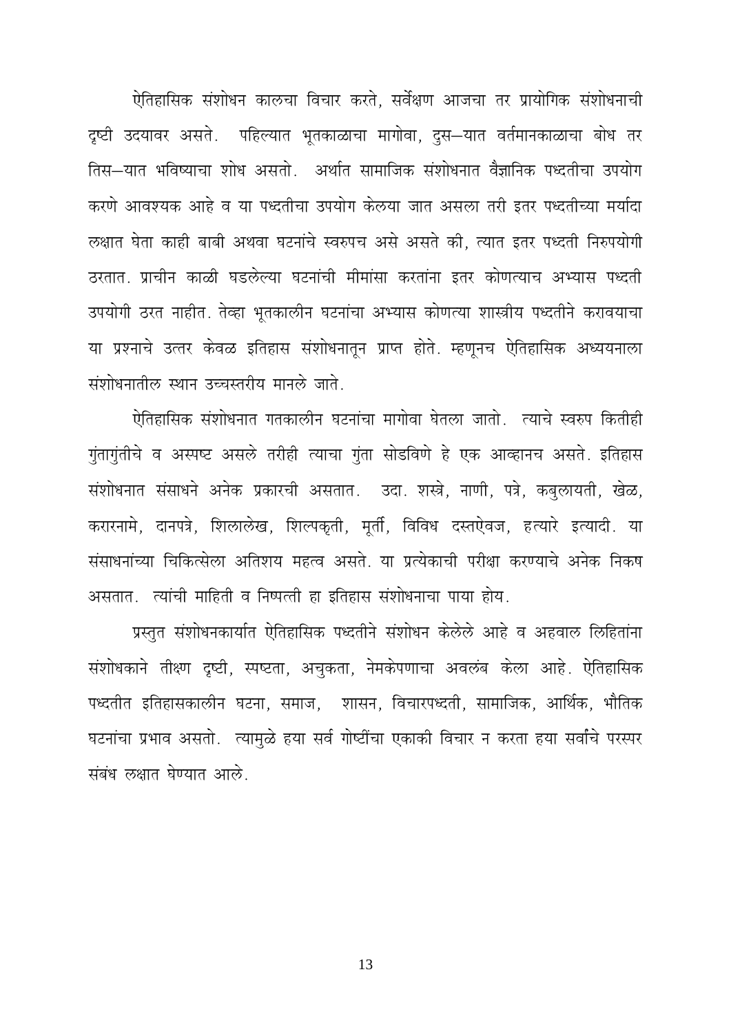ऐतिहासिक संशोधन कालचा विचार करते, सर्वेक्षण आजचा तर प्रायोगिक संशोधनाची दृष्टी उदयावर असते. पहिल्यात भूतकाळाचा मागोवा, दुस—यात वर्तमानकाळाचा बोध तर तिस—यात भविष्याचा शोध असतो. अर्थात सामाजिक संशोधनात वैज्ञानिक पध्दतीचा उपयोग करणे आवश्यक आहे व या पध्दतीचा उपयोग केलया जात असला तरी इतर पध्दतीच्या मर्यादा लक्षात घेता काही बाबी अथवा घटनांचे स्वरुपच असे असते की, त्यात इतर पध्दती निरुपयोगी ठरतात. प्राचीन काळी घडलेल्या घटनांची मीमांसा करतांना इतर कोणत्याच अभ्यास पध्दती उपयोगी ठरत नाहीत. तेव्हा भूतकालीन घटनांचा अभ्यास कोणत्या शास्त्रीय पध्दतीने करावयाचा या प्रश्नाचे उत्तर केवळ इतिहास संशोधनातून प्राप्त होते. म्हणूनच ऐतिहासिक अध्ययनाला संशोधनातील स्थान उच्चस्तरीय मानले जाते.

ऐतिहासिक संशोधनात गतकालीन घटनांचा मागोवा घेतला जातो. त्याचे स्वरुप कितीही गुंतागुंतीचे व अस्पष्ट असले तरीही त्याचा गुंता सोडविणे हे एक आव्हानच असते. इतिहास संशोधनात संसाधने अनेक प्रकारची असतात. उदा. शस्त्रे, नाणी, पत्रे, कबुलायती, खेळ, करारनामे, दानपत्रे, शिलालेख, शिल्पकृती, मूर्ती, विविध दस्तऐवज, हत्यारे इत्यादी. या संसाधनांच्या चिकित्सेला अतिशय महत्व असते. या प्रत्येकाची परीक्षा करण्याचे अनेक निकष असतात. त्यांची माहिती व निष्पत्ती हा इतिहास संशोधनाचा पाया होय.

प्रस्तुत संशोधनकार्यात ऐतिहासिक पध्दतीने संशोधन केलेले आहे व अहवाल लिहितांना संशोधकाने तीक्ष्ण दृष्टी, स्पष्टता, अचुकता, नेमकेपणाचा अवलंब केला आहे. ऐतिहासिक पध्दतीत इतिहासकालीन घटना, समाज, शासन, विचारपध्दती, सामाजिक, आर्थिक, भौतिक घटनांचा प्रभाव असतो. त्यामुळे हया सर्व गोष्टींचा एकाकी विचार न करता हया सर्वांचे परस्पर संबंध लक्षात घेण्यात आले.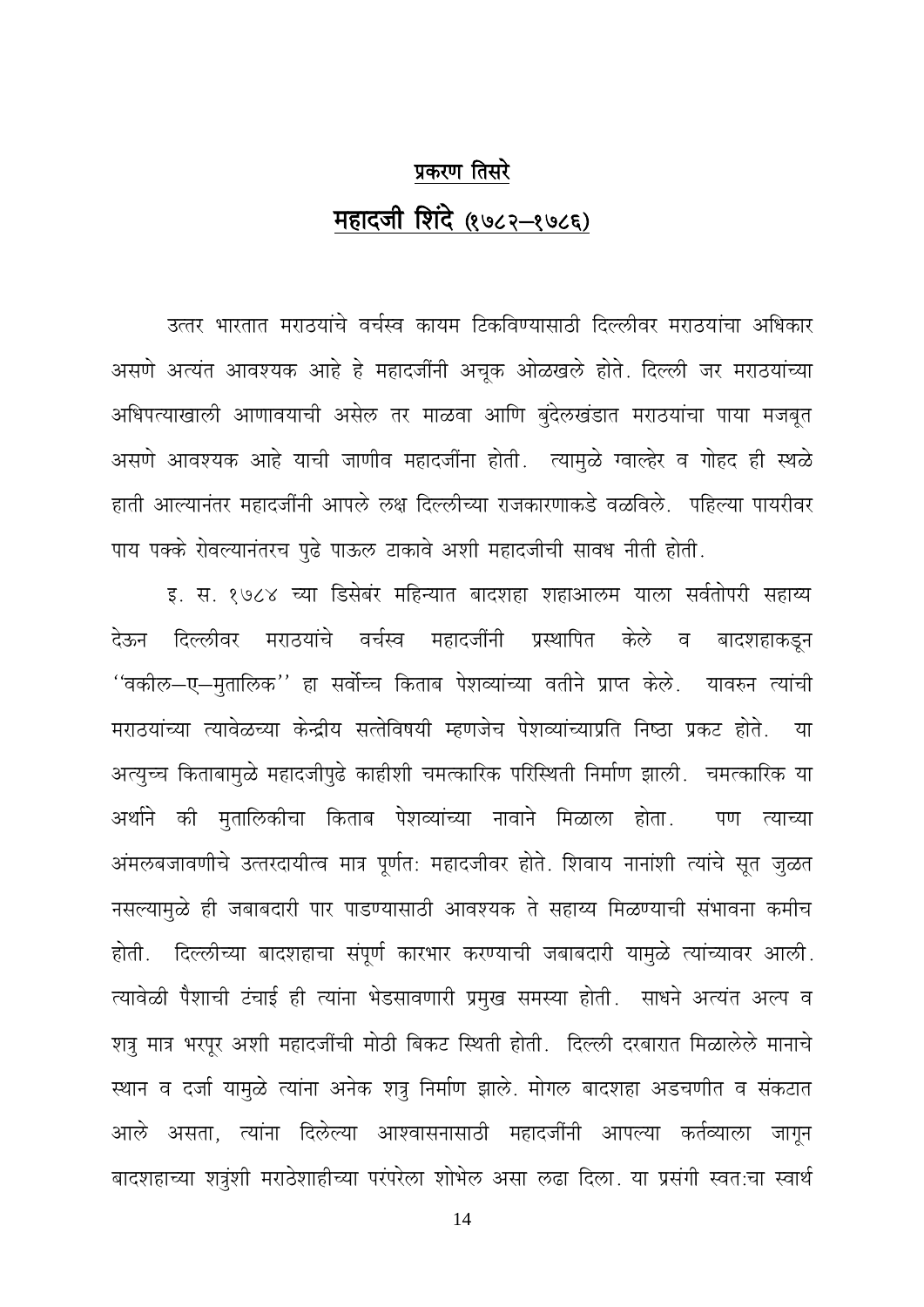## प्रकरण तिसरे

## महादजी शिंदे (१७८२–१७८६)

उत्तर भारतात मराठयांचे वर्चस्व कायम टिकविण्यासाठी दिल्लीवर मराठयांचा अधिकार असणे अत्यंत आवश्यक आहे हे महादजींनी अचूक ओळखले होते. दिल्ली जर मराठयांच्या अधिपत्याखाली आणावयाची असेल तर माळवा आणि बुंदेलखंडात मराठयांचा पाया मजबूत असणे आवश्यक आहे याची जाणीव महादजींना होती. त्यामुळे ग्वाल्हेर व गोहद ही स्थळे हाती आल्यानंतर महादजींनी आपले लक्ष दिल्लीच्या राजकारणाकडे वळविले. पहिल्या पायरीवर पाय पक्के रोवल्यानंतरच पुढे पाऊल टाकावे अशी महादजीची सावध नीती होती.

इ. स. १७८४ च्या डिसेंबर महिन्यात बादशहा शहाआलम याला सर्वतोपरी सहाय्य देऊन दिल्लीवर मराठयांचे वर्चस्व महादजींनी प्रस्थापित केले व बादशहाकडून ''वकील–ए–मुतालिक'' हा सर्वोच्च किताब पेशव्यांच्या वतीने प्राप्त केले. यावरुन त्यांची मराठयांच्या त्यावेळच्या केन्द्रीय सत्तेविषयी म्हणजेच पेशव्यांच्याप्रति निष्ठा प्रकट होते. या अत्युच्च किताबामुळे महादजीपुढे काहीशी चमत्कारिक परिस्थिती निर्माण झाली. चमत्कारिक या अर्थाने की मुतालिकीचा किताब पेशव्यांच्या नावाने मिळाला होता. पण त्याच्या अंमलबजावणीचे उत्तरदायीत्व मात्र पूर्णतः महादजीवर होते. शिवाय नानांशी त्यांचे सूत जुळत नसल्यामुळे ही जबाबदारी पार पाडण्यासाठी आवश्यक ते सहाय्य मिळण्याची संभावना कमीच होती. दिल्लीच्या बादशहाचा संपूर्ण कारभार करण्याची जबाबदारी यामुळे त्यांच्यावर आली. त्यावेळी पैशाची टंचाई ही त्यांना भेडसावणारी प्रमुख समस्या होती. साधने अत्यंत अल्प व शत्रु मात्र भरपूर अशी महादजींची मोठी बिकट स्थिती होती. दिल्ली दरबारात मिळालेले मानाचे स्थान व दर्जा यामुळे त्यांना अनेक शत्रु निर्माण झाले. मोगल बादशहा अडचणीत व संकटात आले असता, त्यांना दिलेल्या आश्वासनासाठी महादजींनी आपल्या कर्तव्याला जागून बादशहाच्या शत्रुंशी मराठेशाहीच्या परंपरेला शोभेल असा लढा दिला. या प्रसंगी स्वतःचा स्वार्थ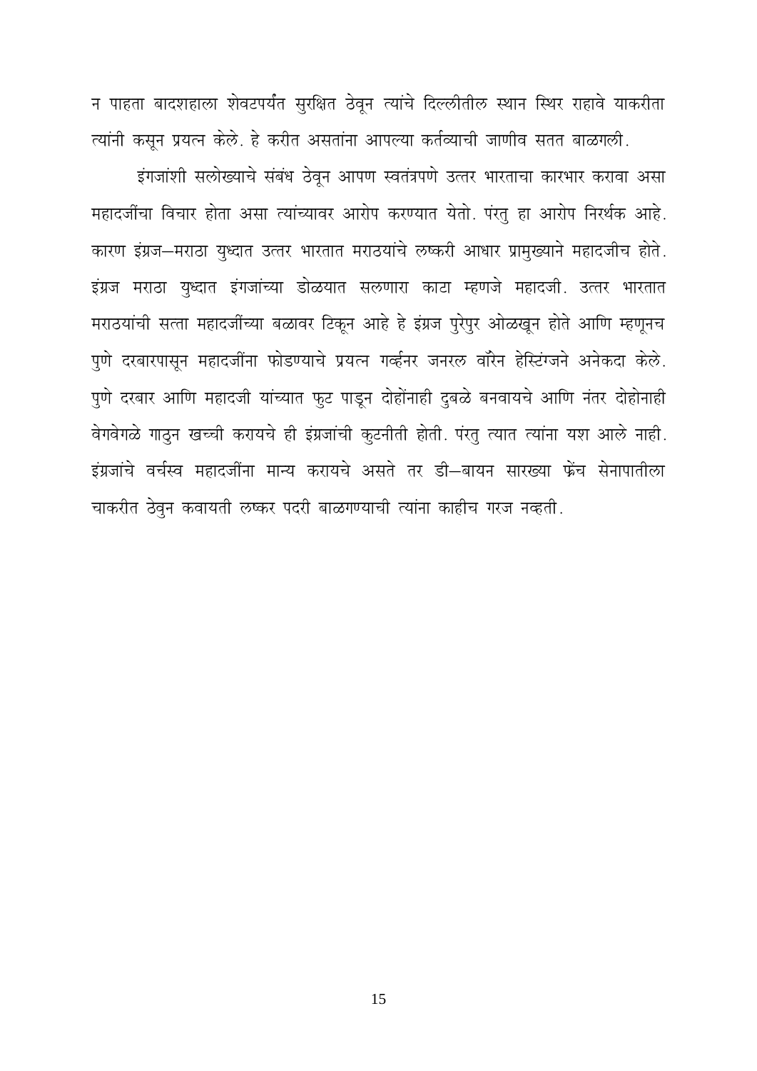न पाहता बादशहाला शेवटपर्यंत सुरक्षित ठेवून त्यांचे दिल्लीतील स्थान स्थिर राहावे याकरीता त्यांनी कसून प्रयत्न केले. हे करीत असतांना आपल्या कर्तव्याची जाणीव सतत बाळगली.

इंगजांशी सलोख्याचे संबंध ठेवून आपण स्वतंत्रपणे उत्तर भारताचा कारभार करावा असा महादजींचा विचार होता असा त्यांच्यावर आरोप करण्यात येतो. परंतु हा आरोप निरर्थक आहे. कारण इंग्रज–मराठा युध्दात उत्तर भारतात मराठयांचे लष्करी आधार प्रामुख्याने महादजीच होते. इंग्रज मराठा युध्दात इंगजांच्या डोळयात सलणारा काटा म्हणजे महादजी. उत्तर भारतात मराठयांची सत्ता महादजींच्या बळावर टिकून आहे हे इंग्रज पुरेपुर ओळखून होते आणि म्हणूनच पुणे दरबारपासून महादजींना फोडण्याचे प्रयत्न गर्व्हनर जनरल वॉरेन हेस्टिंग्जने अनेकदा केले. पुणे दरबार आणि महादजी यांच्यात फुट पाडून दोहोंनाही दुबळे बनवायचे आणि नंतर दोहोनाही वेगवेगळे गाठुन खच्ची करायचे ही इंग्रजांची कुटनीती होती. परंतु त्यात त्यांना यश आले नाही. इंग्रजांचे वर्चस्व महादजींना मान्य करायचे असते तर डी–बायन सारख्या फ्रेंच सेनापातीला चाकरीत ठेवुन कवायती लष्कर पदरी बाळगण्याची त्यांना काहीच गरज नव्हती.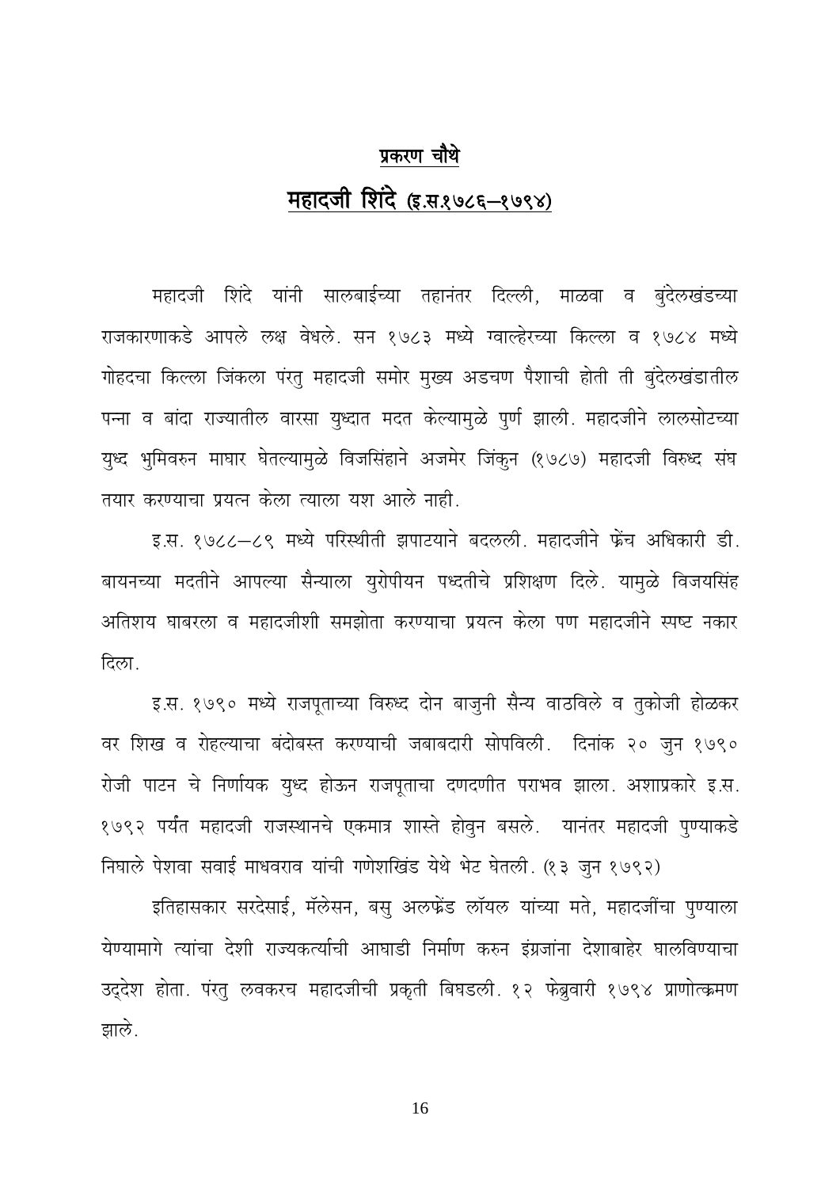## प्रकरण चौथे

# महादजी शिंदे (इ.स.१७८६–१७९४)

महादजी शिंदे यांनी सालबाईच्या तहानंतर दिल्ली, माळवा व बुंदेलखंडच्या राजकारणाकडे आपले लक्ष वेधले. सन १७८३ मध्ये ग्वाल्हेरच्या किल्ला व १७८४ मध्ये गोहदचा किल्ला जिंकला परंतु महादजी समोर मुख्य अडचण पैशाची होती ती बुंदेलखंडातील पन्ना व बांदा राज्यातील वारसा युध्दात मदत केल्यामुळे पुर्ण झाली. महादजीने लालसोटच्या युध्द भुमिवरुन माघार घेतल्यामुळे विजसिंहाने अजमेर जिंकुन (१७८७) महादजी विरुध्द संघ तयार करण्याचा प्रयत्न केला त्याला यश आले नाही.

इ.स. १७८८–८९ मध्ये परिस्थीती झपाटयाने बदलली. महादजीने फ्रेंच अधिकारी डी. बायनच्या मदतीने आपल्या सैन्याला युरोपीयन पध्दतीचे प्रशिक्षण दिले. यामुळे विजयसिंह अतिशय घाबरला व महादजीशी समझोता करण्याचा प्रयत्न केला पण महादजीने स्पष्ट नकार दिला.

इ.स. १७९० मध्ये राजपूताच्या विरुध्द दोन बाजुनी सैन्य वाठविले व तुकोजी होळकर वर शिख व रोहल्याचा बंदोबस्त करण्याची जबाबदारी सोपविली. दिनांक २० जुन १७९० रोजी पाटन चे निर्णायक युध्द होऊन राजपूताचा दणदणीत पराभव झाला. अशाप्रकारे इ.स. १७९२ पर्यंत महादजी राजस्थानचे एकमात्र शास्ते होवुन बसले. यानंतर महादजी पुण्याकडे निघाले पेशवा सवाई माधवराव यांची गणेशखिंड येथे भेट घेतली. (१३ जुन १७९२)

इतिहासकार सरदेसाई, मॅलेसन, बसु अलफ्रेंड लॉयल यांच्या मते, महादजींचा पुण्याला येण्यामागे त्यांचा देशी राज्यकर्त्याची आघाडी निर्माण करुन इंग्रजांना देशाबाहेर घालविण्याचा उद्देश होता. परंतु लवकरच महादजीची प्रकृती बिघडली. १२ फेब्रुवारी १७९४ प्राणोत्क्रमण झाले.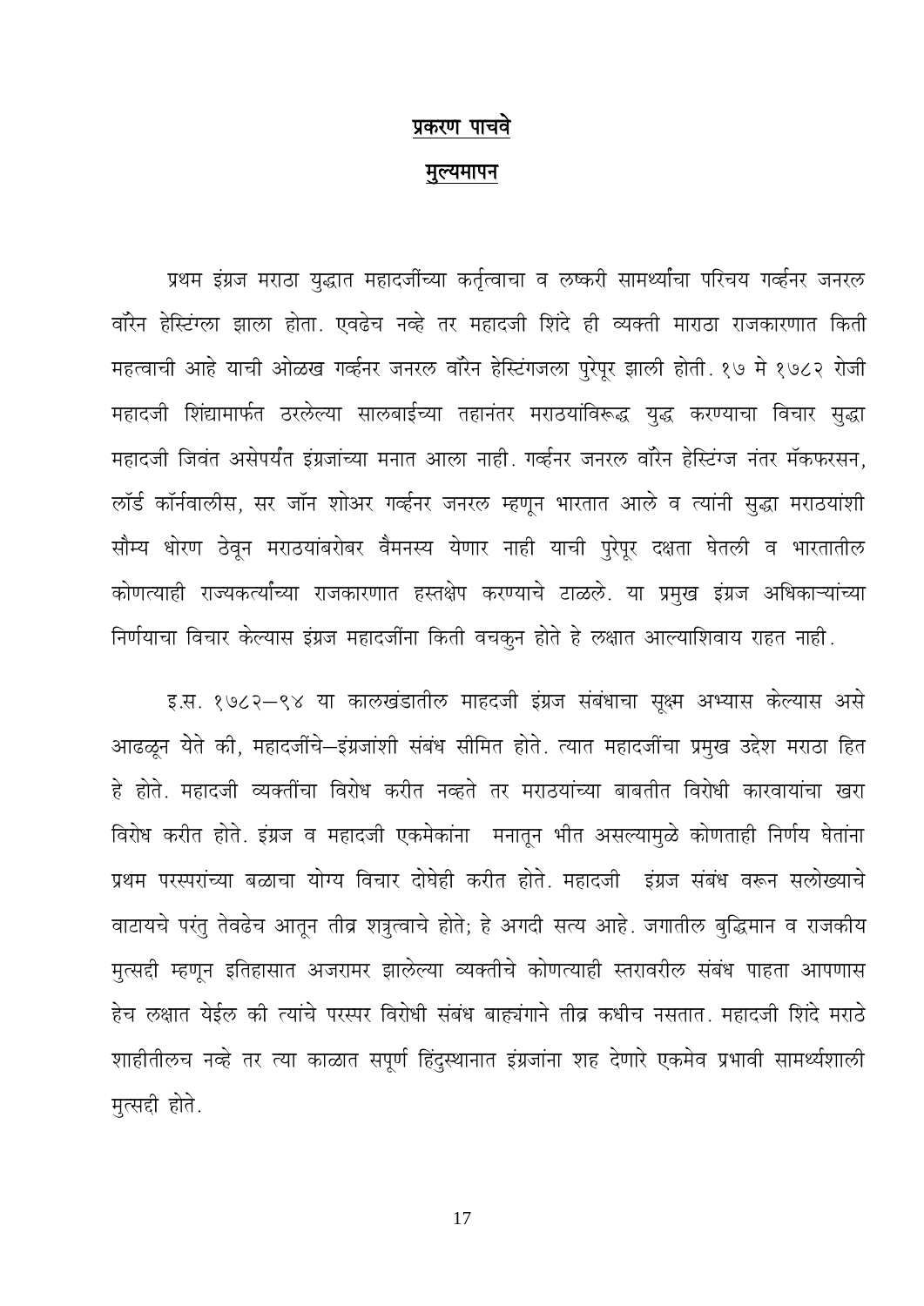## प्रकरण पाचवे

## मुल्यमापन

प्रथम इंग्रज मराठा युद्धात महादजींच्या कर्तृत्वाचा व लष्करी सामर्थ्याचा परिचय गर्व्हनर जनरल वॉरेन हेस्टिंग्ला झाला होता. एवढेच नव्हे तर महादजी शिंदे ही व्यक्ती माराठा राजकारणात किती महत्वाची आहे याची ओळख गर्व्हनर जनरल वॉरेन हेस्टिंगजला पुरेपूर झाली होती. १७ मे १७८२ रोजी महादजी शिंद्यामार्फत ठरलेल्या सालबाईच्या तहानंतर मराठयांविरूद्ध युद्ध करण्याचा विचार सुद्धा महादजी जिवंत असेपर्यंत इंग्रजांच्या मनात आला नाही. गर्व्हनर जनरल वॉरेन हेस्टिंग्ज नंतर मॅकफरसन, लॉर्ड कॉर्नवालीस, सर जॉन शोअर गर्व्हनर जनरल म्हणून भारतात आले व त्यांनी सुद्धा मराठयांशी सौम्य धोरण ठेवून मराठयांबरोबर वैमनस्य येणार नाही याची पुरेपूर दक्षता घेतली व भारतातील कोणत्याही राज्यकर्त्यांच्या राजकारणात हस्तक्षेप करण्याचे टाळले. या प्रमुख इंग्रज अधिकाऱ्यांच्या निर्णयाचा विचार केल्यास इंग्रज महादजींना किती वचकुन होते हे लक्षात आल्याशिवाय राहत नाही.

इ.स. १७८२–९४ या कालखंडातील माहदजी इंग्रज संबंधाचा सूक्ष्म अभ्यास केल्यास असे आढळून येते की, महादजींचे–इंग्रजांशी संबंध सीमित होते. त्यात महादजींचा प्रमुख उद्देश मराठा हित हे होते. महादजी व्यक्तींचा विरोध करीत नव्हते तर मराठयांच्या बाबतीत विरोधी कारवायांचा खरा विरोध करीत होते. इंग्रज व महादजी एकमेकांना मनातून भीत असल्यामुळे कोणताही निर्णय घेतांना प्रथम परस्परांच्या बळाचा योग्य विचार दोघेही करीत होते. महादजी इंग्रज संबंध वरून सलोख्याचे वाटायचे परंतु तेवढेच आतून तीव्र शत्रुत्वाचे होते; हे अगदी सत्य आहे. जगातील बुद्धिमान व राजकीय मुत्सद्दी म्हणून इतिहासात अजरामर झालेल्या व्यक्तीचे कोणत्याही स्तरावरील संबंध पाहता आपणास हेच लक्षात येईल की त्यांचे परस्पर विरोधी संबंध बाह्यंगाने तीव्र कधीच नसतात. महादजी शिंदे मराठे शाहीतीलच नव्हे तर त्या काळात सपूर्ण हिंदुस्थानात इंग्रजांना शह देणारे एकमेव प्रभावी सामर्थ्यशाली मुत्सद्दी होते.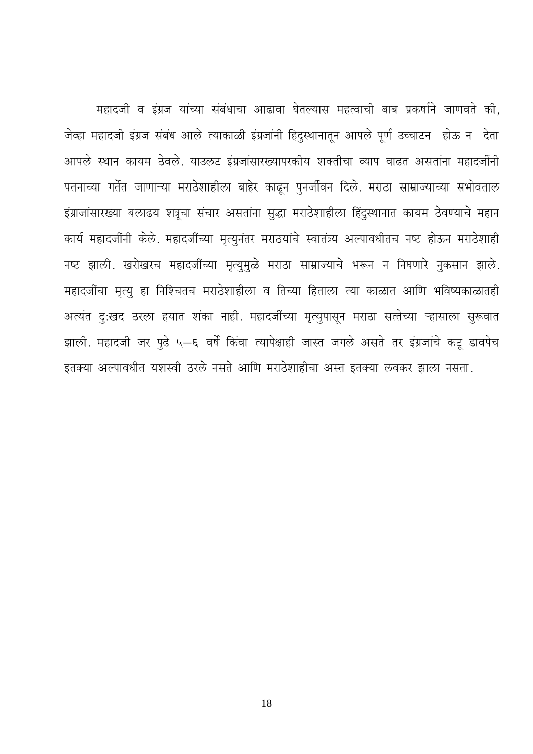महादजी व इंग्रज यांच्या संबंधाचा आढावा घेतल्यास महत्वाची बाब प्रकर्षाने जाणवते की, जेव्हा महादजी इंग्रज संबंध आले त्याकाळी इंग्रजांनी हिदुस्थानातून आपले पूर्ण उच्चाटन होऊ न देता आपले स्थान कायम ठेवले. याउलट इंग्रजांसारख्यापरकीय शक्तीचा व्याप वाढत असतांना महादजींनी पतनाच्या गर्तेत जाणाऱ्या मराठेशाहीला बाहेर काढून पुनर्जीवन दिले. मराठा साम्राज्याच्या सभोवताल इंग्राजांसारख्या बलाढय शत्रूचा संचार असतांना सुद्धा मराठेशाहीला हिंदुस्थानात कायम ठेवण्याचे महान कार्य महादजींनी केले. महादजींच्या मृत्युनंतर मराठयांचे स्वातंत्र्य अल्पावधीतच नष्ट होऊन मराठेशाही नष्ट झाली. खरोखरच महादजींच्या मृत्युमुळे मराठा साम्राज्याचे भरून न निघणारे नुकसान झाले. महादजींचा मृत्यु हा निश्चितच मराठेशाहीला व तिच्या हिताला त्या काळात आणि भविष्यकाळातही अत्यंत दु:खद ठरला हयात शंका नाही. महादजींच्या मृत्युपासून मराठा सत्तेच्या ऱ्हासाला सुरूवात झाली. महादजी जर पुढे ५–६ वर्षे किंवा त्यापेक्षाही जास्त जगले असते तर इंग्रजांचे कटू डावपेच इतक्या अल्पावधीत यशस्वी ठरले नसते आणि मराठेशाहीचा अस्त इतक्या लवकर झाला नसता.